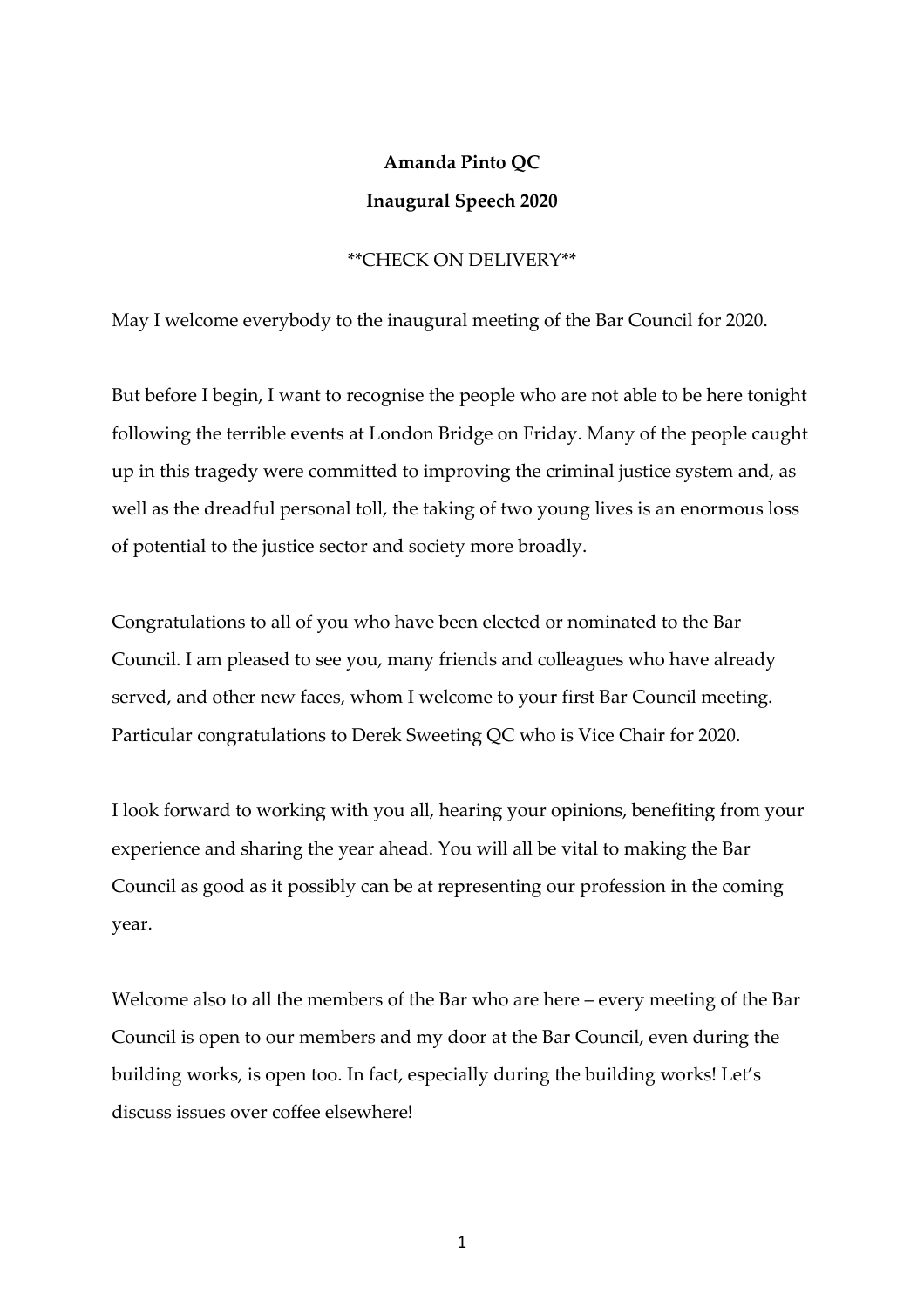**Amanda Pinto QC**

**Inaugural Speech 2020**

**CHECK ON DELIVERY**

May I welcome everybody to the inaugural meeting of the Bar Council for 2020.

But before I begin, I want to recognise the people who are not able to be here tonight following the terrible events at London Bridge on Friday. Many of the people caught up in this tragedy were committed to improving the criminal justice system and, as well as the dreadful personal toll, the taking of two young lives is an enormous loss of potential to the justice sector and society more broadly.

Congratulations to all of you who have been elected or nominated to the Bar Council. I am pleased to see you, many friends and colleagues who have already served, and other new faces, whom I welcome to your first Bar Council meeting. Particular congratulations to Derek Sweeting QC who is Vice Chair for 2020.

I look forward to working with you all, hearing your opinions, benefiting from your experience and sharing the year ahead. You will all be vital to making the Bar Council as good as it possibly can be at representing our profession in the coming year.

Welcome also to all the members of the Bar who are here – every meeting of the Bar Council is open to our members and my door at the Bar Council, even during the building works, is open too. In fact, especially during the building works! Let's discuss issues over coffee elsewhere!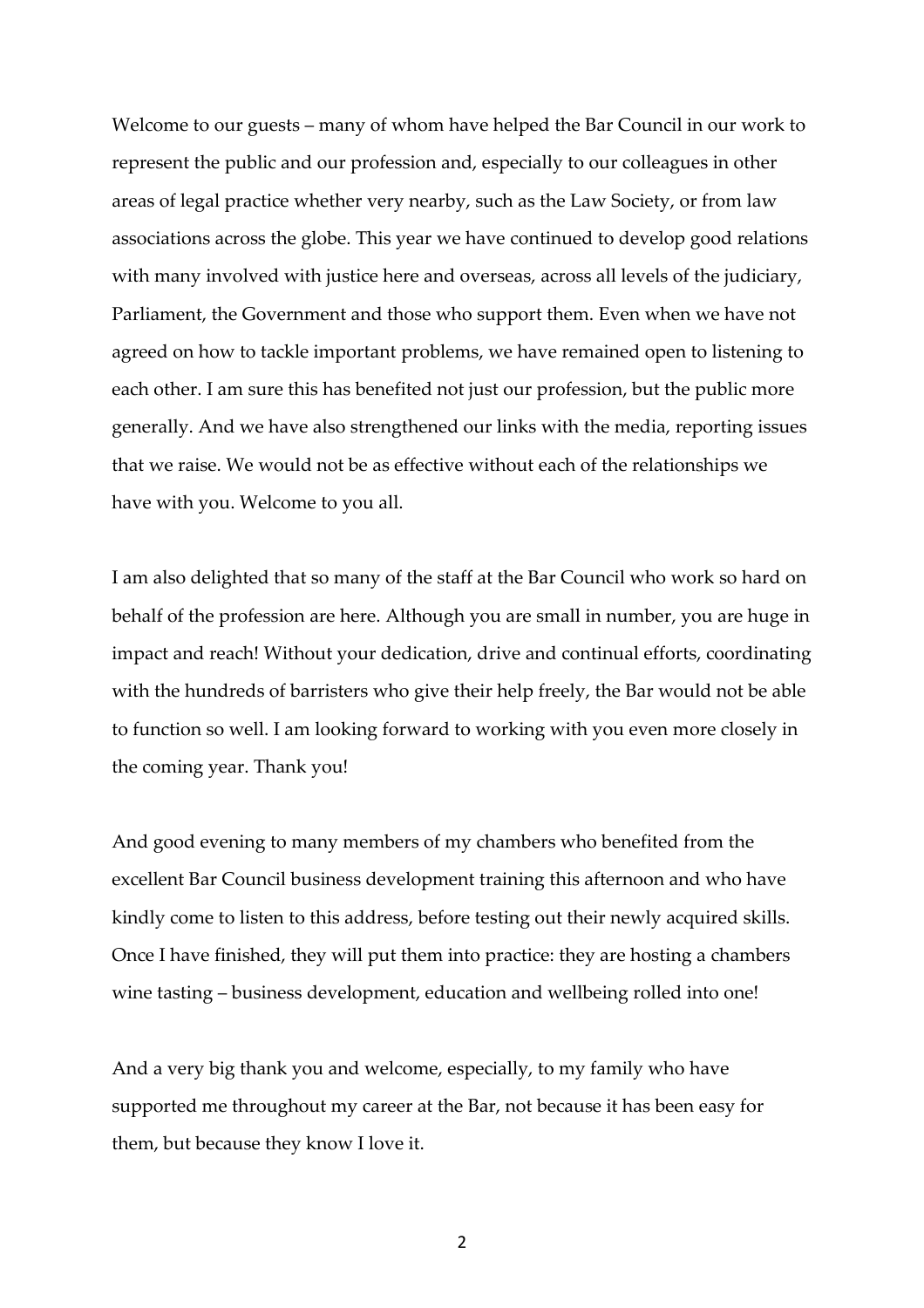Welcome to our guests – many of whom have helped the Bar Council in our work to represent the public and our profession and, especially to our colleagues in other areas of legal practice whether very nearby, such as the Law Society, or from law associations across the globe. This year we have continued to develop good relations with many involved with justice here and overseas, across all levels of the judiciary, Parliament, the Government and those who support them. Even when we have not agreed on how to tackle important problems, we have remained open to listening to each other. I am sure this has benefited not just our profession, but the public more generally. And we have also strengthened our links with the media, reporting issues that we raise. We would not be as effective without each of the relationships we have with you. Welcome to you all.

I am also delighted that so many of the staff at the Bar Council who work so hard on behalf of the profession are here. Although you are small in number, you are huge in impact and reach! Without your dedication, drive and continual efforts, coordinating with the hundreds of barristers who give their help freely, the Bar would not be able to function so well. I am looking forward to working with you even more closely in the coming year. Thank you!

And good evening to many members of my chambers who benefited from the excellent Bar Council business development training this afternoon and who have kindly come to listen to this address, before testing out their newly acquired skills. Once I have finished, they will put them into practice: they are hosting a chambers wine tasting – business development, education and wellbeing rolled into one!

And a very big thank you and welcome, especially, to my family who have supported me throughout my career at the Bar, not because it has been easy for them, but because they know I love it.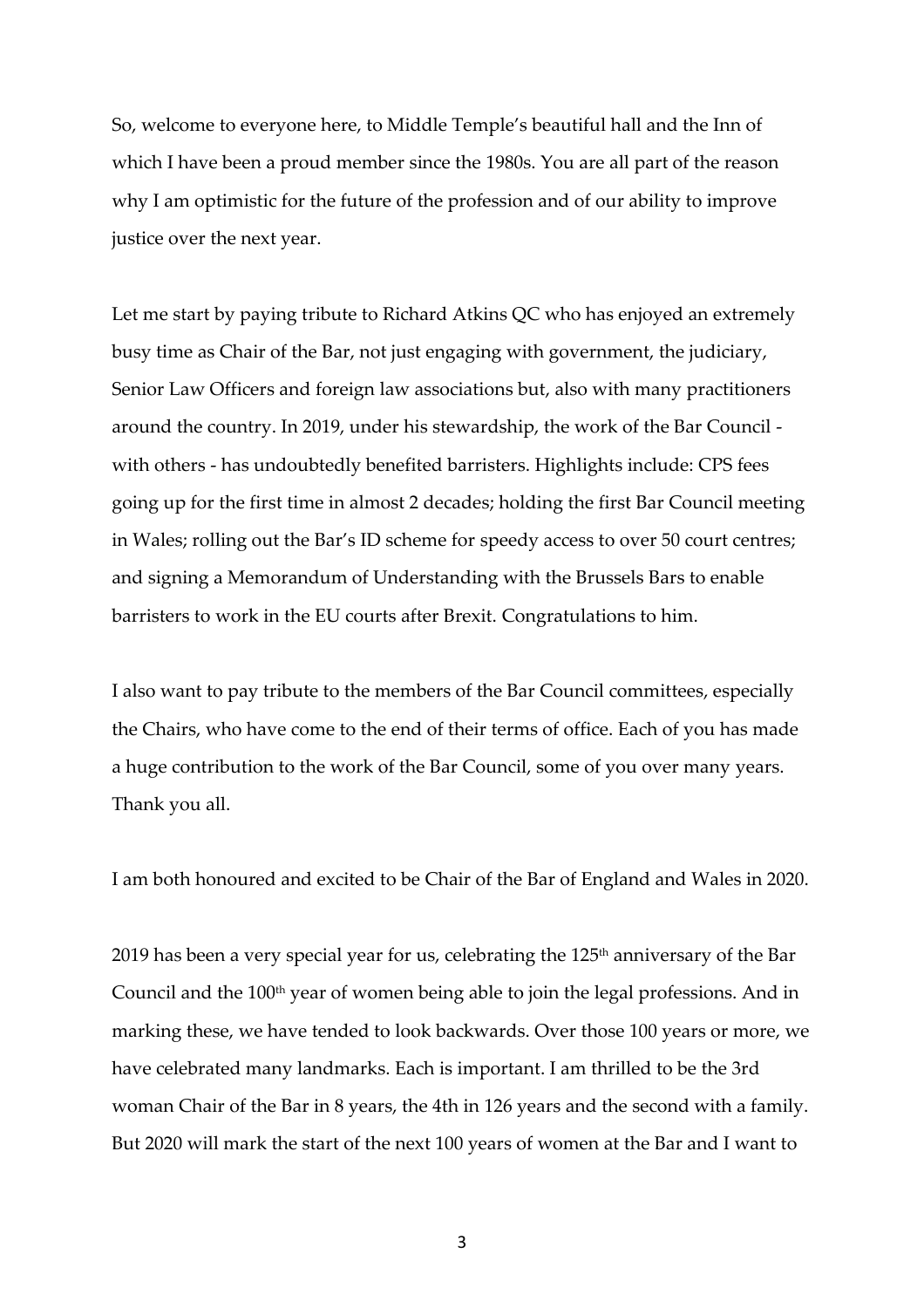So, welcome to everyone here, to Middle Temple's beautiful hall and the Inn of which I have been a proud member since the 1980s. You are all part of the reason why I am optimistic for the future of the profession and of our ability to improve justice over the next year.

Let me start by paying tribute to Richard Atkins QC who has enjoyed an extremely busy time as Chair of the Bar, not just engaging with government, the judiciary, Senior Law Officers and foreign law associations but, also with many practitioners around the country. In 2019, under his stewardship, the work of the Bar Council - with others - has undoubtedly benefited barristers. Highlights include: CPS fees going up for the first time in almost 2 decades; holding the first Bar Council meeting in Wales; rolling out the Bar's ID scheme for speedy access to over 50 court centres; and signing a Memorandum of Understanding with the Brussels Bars to enable barristers to work in the EU courts after Brexit. Congratulations to him.

I also want to pay tribute to the members of the Bar Council committees, especially the Chairs, who have come to the end of their terms of office. Each of you has made a huge contribution to the work of the Bar Council, some of you over many years. Thank you all.

I am both honoured and excited to be Chair of the Bar of England and Wales in 2020.

2019 has been a very special year for us, celebrating the 125th anniversary of the Bar Council and the 100th year of women being able to join the legal professions. And in marking these, we have tended to look backwards. Over those 100 years or more, we have celebrated many landmarks. Each is important. I am thrilled to be the 3rd woman Chair of the Bar in 8 years, the 4th in 126 years and the second with a family. But 2020 will mark the start of the next 100 years of women at the Bar and I want to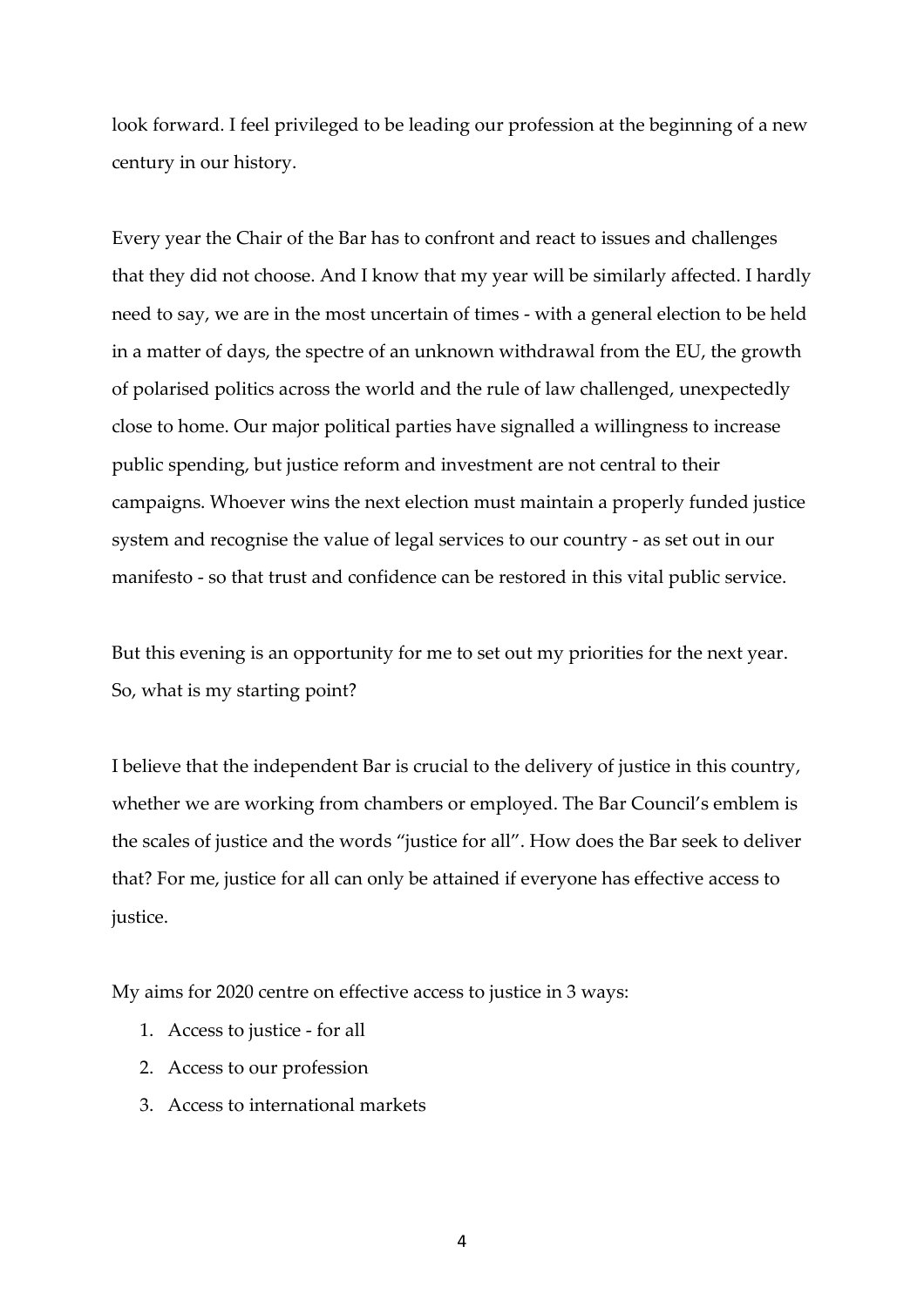look forward. I feel privileged to be leading our profession at the beginning of a new century in our history.

Every year the Chair of the Bar has to confront and react to issues and challenges that they did not choose. And I know that my year will be similarly affected. I hardly need to say, we are in the most uncertain of times - with a general election to be held in a matter of days, the spectre of an unknown withdrawal from the EU, the growth of polarised politics across the world and the rule of law challenged, unexpectedly close to home. Our major political parties have signalled a willingness to increase public spending, but justice reform and investment are not central to their campaigns. Whoever wins the next election must maintain a properly funded justice system and recognise the value of legal services to our country - as set out in our manifesto - so that trust and confidence can be restored in this vital public service.

But this evening is an opportunity for me to set out my priorities for the next year. So, what is my starting point?

I believe that the independent Bar is crucial to the delivery of justice in this country, whether we are working from chambers or employed. The Bar Council's emblem is the scales of justice and the words "justice for all". How does the Bar seek to deliver that? For me, justice for all can only be attained if everyone has effective access to justice.

My aims for 2020 centre on effective access to justice in 3 ways:

1. Access to justice - for all
2. Access to our profession
3. Access to international markets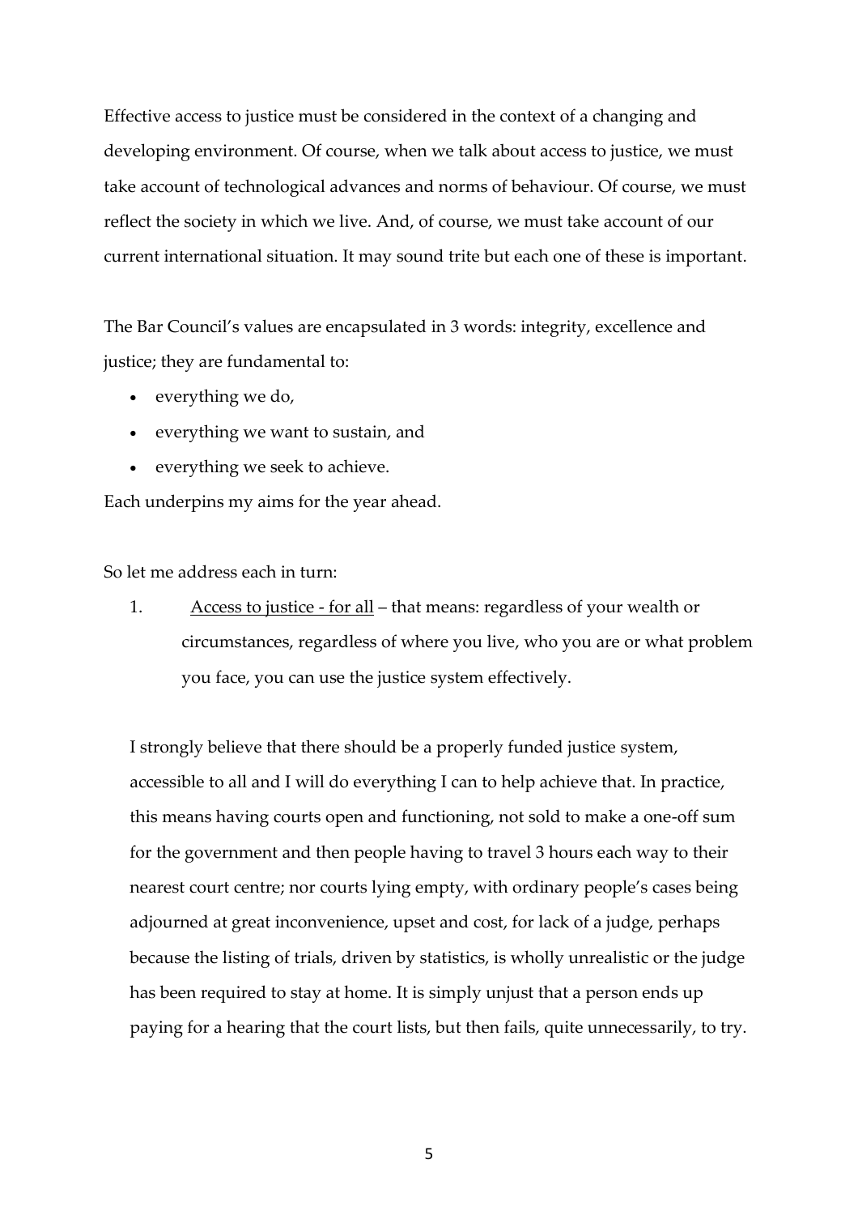Effective access to justice must be considered in the context of a changing and developing environment. Of course, when we talk about access to justice, we must take account of technological advances and norms of behaviour. Of course, we must reflect the society in which we live. And, of course, we must take account of our current international situation. It may sound trite but each one of these is important.

The Bar Council's values are encapsulated in 3 words: integrity, excellence and justice; they are fundamental to:

- everything we do,
- everything we want to sustain, and
- everything we seek to achieve.

Each underpins my aims for the year ahead.

So let me address each in turn:

1. <u>Access to justice - for all</u> – that means: regardless of your wealth or circumstances, regardless of where you live, who you are or what problem you face, you can use the justice system effectively.

I strongly believe that there should be a properly funded justice system, accessible to all and I will do everything I can to help achieve that. In practice, this means having courts open and functioning, not sold to make a one-off sum for the government and then people having to travel 3 hours each way to their nearest court centre; nor courts lying empty, with ordinary people's cases being adjourned at great inconvenience, upset and cost, for lack of a judge, perhaps because the listing of trials, driven by statistics, is wholly unrealistic or the judge has been required to stay at home. It is simply unjust that a person ends up paying for a hearing that the court lists, but then fails, quite unnecessarily, to try.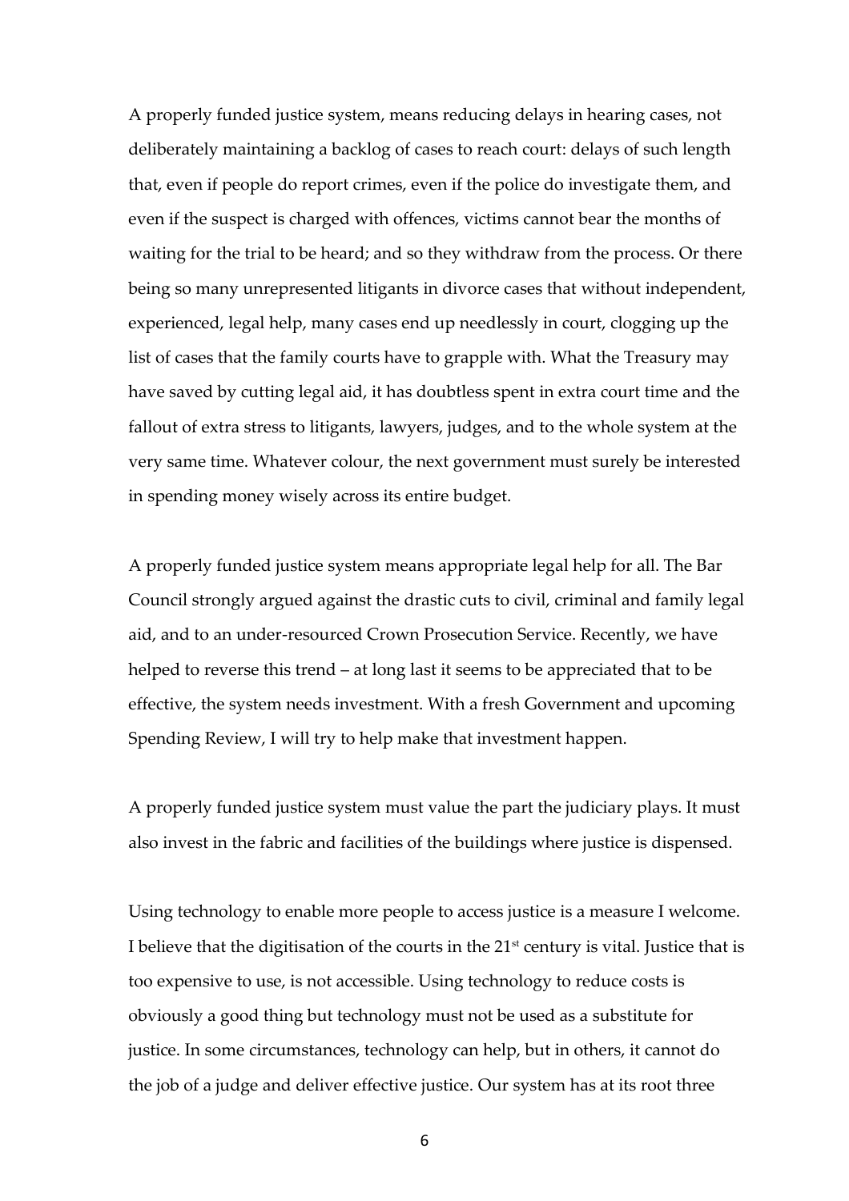A properly funded justice system, means reducing delays in hearing cases, not deliberately maintaining a backlog of cases to reach court: delays of such length that, even if people do report crimes, even if the police do investigate them, and even if the suspect is charged with offences, victims cannot bear the months of waiting for the trial to be heard; and so they withdraw from the process. Or there being so many unrepresented litigants in divorce cases that without independent, experienced, legal help, many cases end up needlessly in court, clogging up the list of cases that the family courts have to grapple with. What the Treasury may have saved by cutting legal aid, it has doubtless spent in extra court time and the fallout of extra stress to litigants, lawyers, judges, and to the whole system at the very same time. Whatever colour, the next government must surely be interested in spending money wisely across its entire budget.

A properly funded justice system means appropriate legal help for all. The Bar Council strongly argued against the drastic cuts to civil, criminal and family legal aid, and to an under-resourced Crown Prosecution Service. Recently, we have helped to reverse this trend – at long last it seems to be appreciated that to be effective, the system needs investment. With a fresh Government and upcoming Spending Review, I will try to help make that investment happen.

A properly funded justice system must value the part the judiciary plays. It must also invest in the fabric and facilities of the buildings where justice is dispensed.

Using technology to enable more people to access justice is a measure I welcome. I believe that the digitisation of the courts in the 21st century is vital. Justice that is too expensive to use, is not accessible. Using technology to reduce costs is obviously a good thing but technology must not be used as a substitute for justice. In some circumstances, technology can help, but in others, it cannot do the job of a judge and deliver effective justice. Our system has at its root three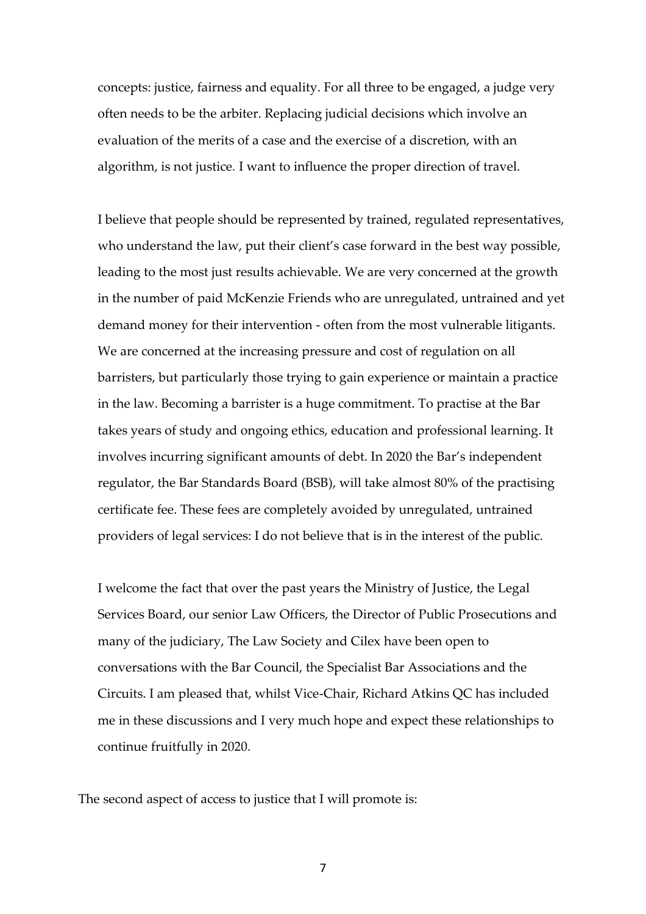concepts: justice, fairness and equality. For all three to be engaged, a judge very often needs to be the arbiter. Replacing judicial decisions which involve an evaluation of the merits of a case and the exercise of a discretion, with an algorithm, is not justice. I want to influence the proper direction of travel.

I believe that people should be represented by trained, regulated representatives, who understand the law, put their client's case forward in the best way possible, leading to the most just results achievable. We are very concerned at the growth in the number of paid McKenzie Friends who are unregulated, untrained and yet demand money for their intervention - often from the most vulnerable litigants. We are concerned at the increasing pressure and cost of regulation on all barristers, but particularly those trying to gain experience or maintain a practice in the law. Becoming a barrister is a huge commitment. To practise at the Bar takes years of study and ongoing ethics, education and professional learning. It involves incurring significant amounts of debt. In 2020 the Bar's independent regulator, the Bar Standards Board (BSB), will take almost 80% of the practising certificate fee. These fees are completely avoided by unregulated, untrained providers of legal services: I do not believe that is in the interest of the public.

I welcome the fact that over the past years the Ministry of Justice, the Legal Services Board, our senior Law Officers, the Director of Public Prosecutions and many of the judiciary, The Law Society and Cilex have been open to conversations with the Bar Council, the Specialist Bar Associations and the Circuits. I am pleased that, whilst Vice-Chair, Richard Atkins QC has included me in these discussions and I very much hope and expect these relationships to continue fruitfully in 2020.

The second aspect of access to justice that I will promote is: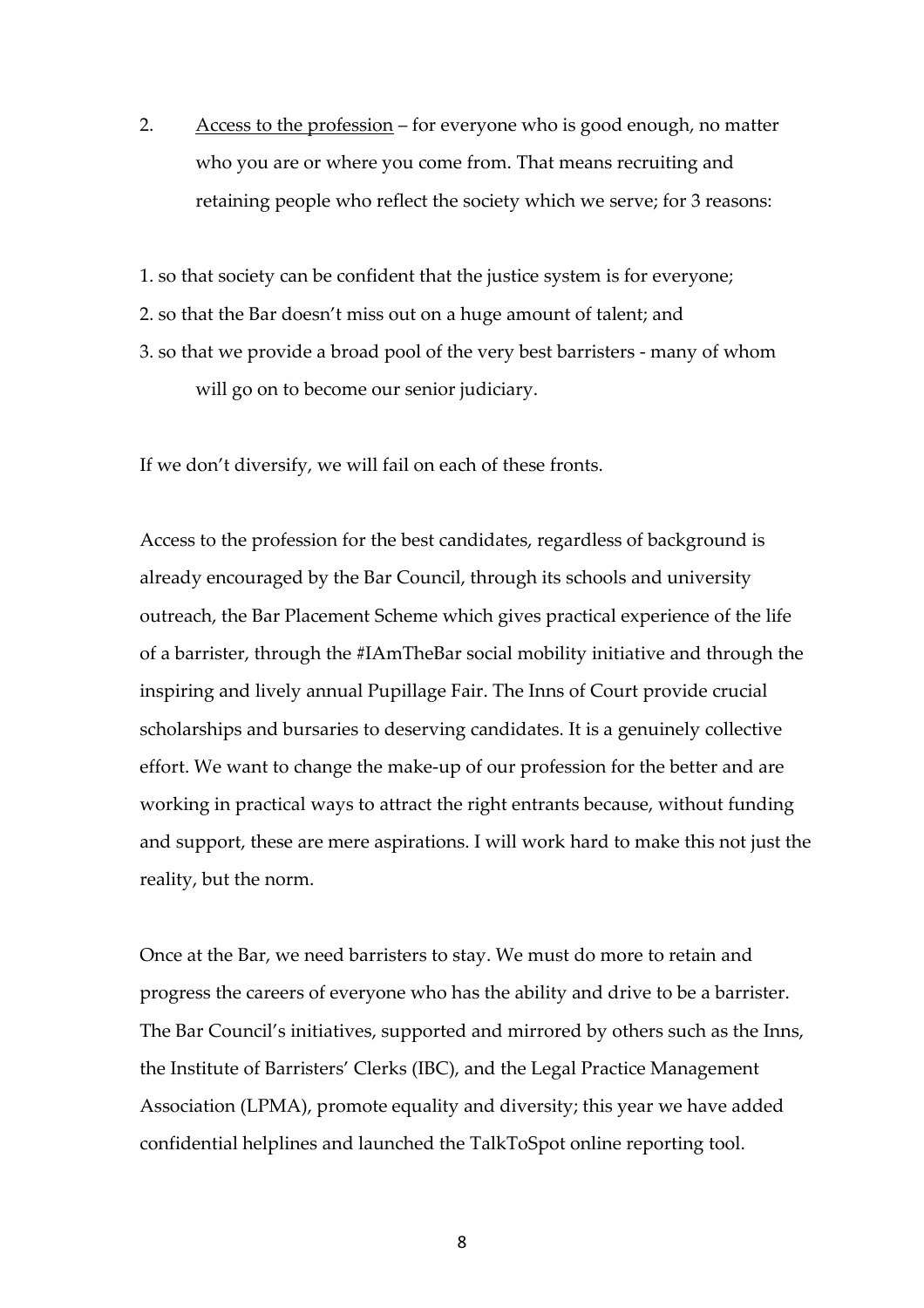2. <u>Access to the profession</u> – for everyone who is good enough, no matter who you are or where you come from. That means recruiting and retaining people who reflect the society which we serve; for 3 reasons:

1. so that society can be confident that the justice system is for everyone;
2. so that the Bar doesn't miss out on a huge amount of talent; and
3. so that we provide a broad pool of the very best barristers - many of whom will go on to become our senior judiciary.

If we don't diversify, we will fail on each of these fronts.

Access to the profession for the best candidates, regardless of background is already encouraged by the Bar Council, through its schools and university outreach, the Bar Placement Scheme which gives practical experience of the life of a barrister, through the #IAmTheBar social mobility initiative and through the inspiring and lively annual Pupillage Fair. The Inns of Court provide crucial scholarships and bursaries to deserving candidates. It is a genuinely collective effort. We want to change the make-up of our profession for the better and are working in practical ways to attract the right entrants because, without funding and support, these are mere aspirations. I will work hard to make this not just the reality, but the norm.

Once at the Bar, we need barristers to stay. We must do more to retain and progress the careers of everyone who has the ability and drive to be a barrister. The Bar Council's initiatives, supported and mirrored by others such as the Inns, the Institute of Barristers' Clerks (IBC), and the Legal Practice Management Association (LPMA), promote equality and diversity; this year we have added confidential helplines and launched the TalkToSpot online reporting tool.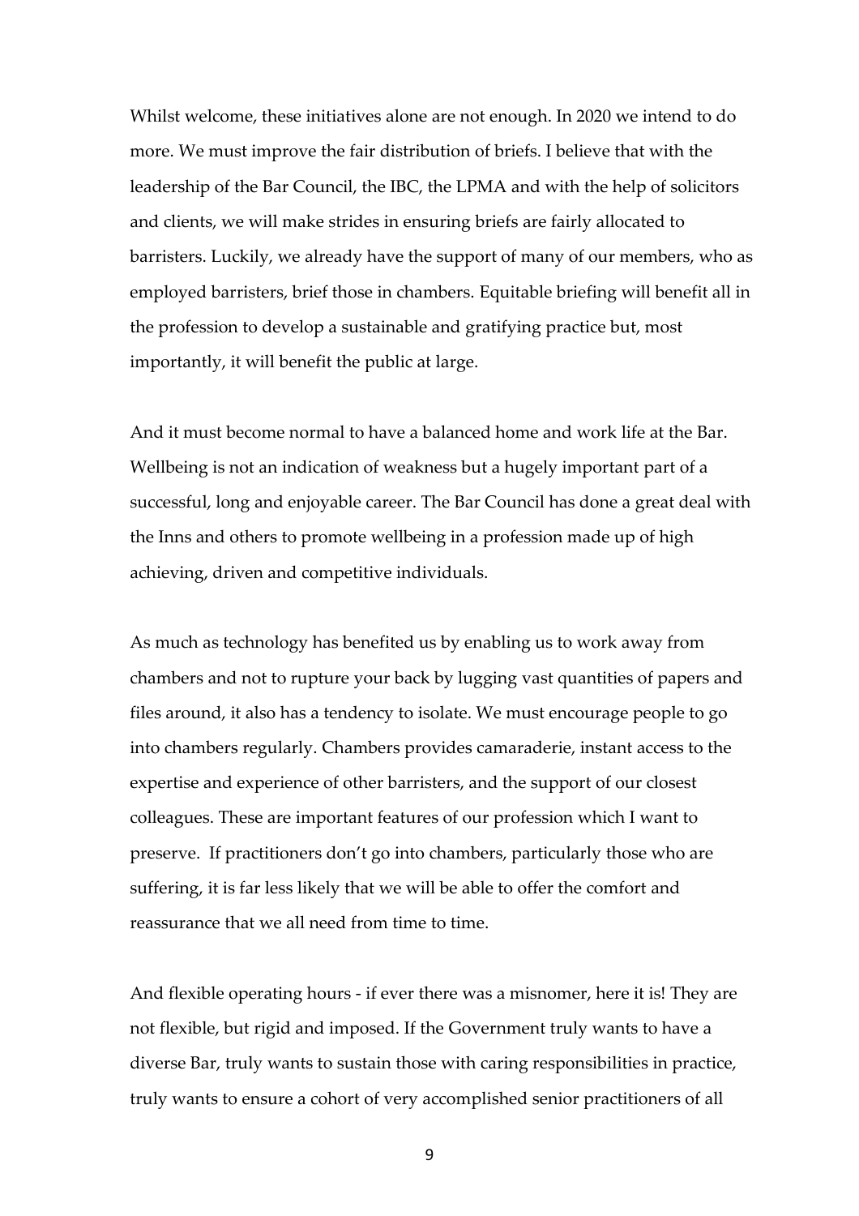Whilst welcome, these initiatives alone are not enough. In 2020 we intend to do more. We must improve the fair distribution of briefs. I believe that with the leadership of the Bar Council, the IBC, the LPMA and with the help of solicitors and clients, we will make strides in ensuring briefs are fairly allocated to barristers. Luckily, we already have the support of many of our members, who as employed barristers, brief those in chambers. Equitable briefing will benefit all in the profession to develop a sustainable and gratifying practice but, most importantly, it will benefit the public at large.

And it must become normal to have a balanced home and work life at the Bar. Wellbeing is not an indication of weakness but a hugely important part of a successful, long and enjoyable career. The Bar Council has done a great deal with the Inns and others to promote wellbeing in a profession made up of high achieving, driven and competitive individuals.

As much as technology has benefited us by enabling us to work away from chambers and not to rupture your back by lugging vast quantities of papers and files around, it also has a tendency to isolate. We must encourage people to go into chambers regularly. Chambers provides camaraderie, instant access to the expertise and experience of other barristers, and the support of our closest colleagues. These are important features of our profession which I want to preserve. If practitioners don't go into chambers, particularly those who are suffering, it is far less likely that we will be able to offer the comfort and reassurance that we all need from time to time.

And flexible operating hours - if ever there was a misnomer, here it is! They are not flexible, but rigid and imposed. If the Government truly wants to have a diverse Bar, truly wants to sustain those with caring responsibilities in practice, truly wants to ensure a cohort of very accomplished senior practitioners of all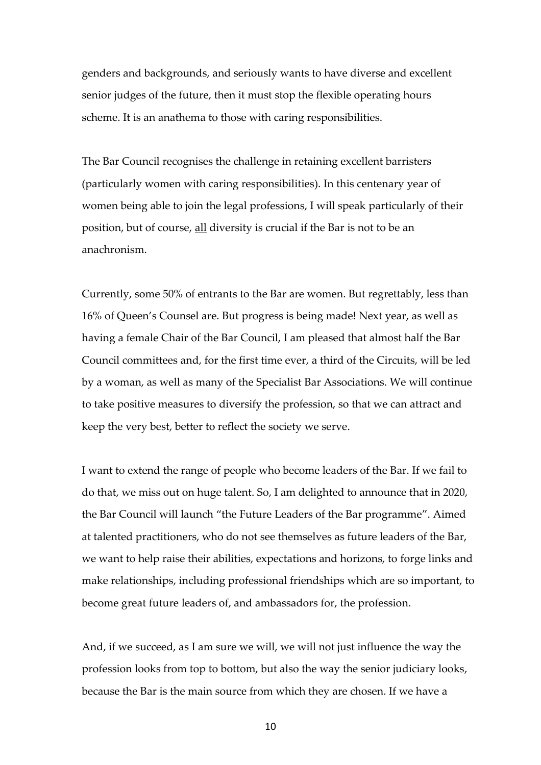genders and backgrounds, and seriously wants to have diverse and excellent senior judges of the future, then it must stop the flexible operating hours scheme. It is an anathema to those with caring responsibilities.

The Bar Council recognises the challenge in retaining excellent barristers (particularly women with caring responsibilities). In this centenary year of women being able to join the legal professions, I will speak particularly of their position, but of course, <u>all</u> diversity is crucial if the Bar is not to be an anachronism.

Currently, some 50% of entrants to the Bar are women. But regrettably, less than 16% of Queen's Counsel are. But progress is being made! Next year, as well as having a female Chair of the Bar Council, I am pleased that almost half the Bar Council committees and, for the first time ever, a third of the Circuits, will be led by a woman, as well as many of the Specialist Bar Associations. We will continue to take positive measures to diversify the profession, so that we can attract and keep the very best, better to reflect the society we serve.

I want to extend the range of people who become leaders of the Bar. If we fail to do that, we miss out on huge talent. So, I am delighted to announce that in 2020, the Bar Council will launch "the Future Leaders of the Bar programme". Aimed at talented practitioners, who do not see themselves as future leaders of the Bar, we want to help raise their abilities, expectations and horizons, to forge links and make relationships, including professional friendships which are so important, to become great future leaders of, and ambassadors for, the profession.

And, if we succeed, as I am sure we will, we will not just influence the way the profession looks from top to bottom, but also the way the senior judiciary looks, because the Bar is the main source from which they are chosen. If we have a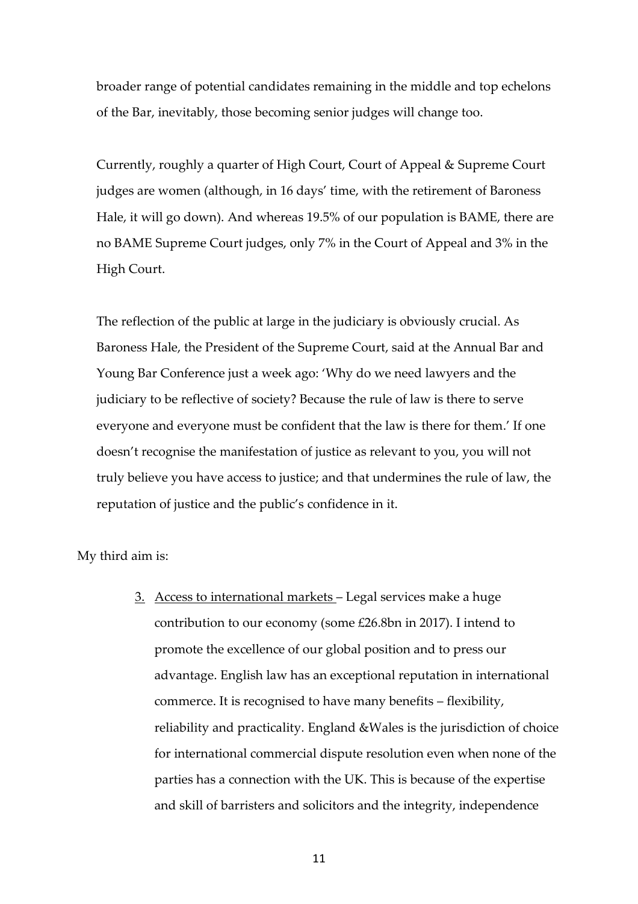broader range of potential candidates remaining in the middle and top echelons of the Bar, inevitably, those becoming senior judges will change too.

Currently, roughly a quarter of High Court, Court of Appeal & Supreme Court judges are women (although, in 16 days' time, with the retirement of Baroness Hale, it will go down). And whereas 19.5% of our population is BAME, there are no BAME Supreme Court judges, only 7% in the Court of Appeal and 3% in the High Court.

The reflection of the public at large in the judiciary is obviously crucial. As Baroness Hale, the President of the Supreme Court, said at the Annual Bar and Young Bar Conference just a week ago: 'Why do we need lawyers and the judiciary to be reflective of society? Because the rule of law is there to serve everyone and everyone must be confident that the law is there for them.' If one doesn't recognise the manifestation of justice as relevant to you, you will not truly believe you have access to justice; and that undermines the rule of law, the reputation of justice and the public's confidence in it.

My third aim is:

3. <u>Access to international markets</u> – Legal services make a huge contribution to our economy (some £26.8bn in 2017). I intend to promote the excellence of our global position and to press our advantage. English law has an exceptional reputation in international commerce. It is recognised to have many benefits – flexibility, reliability and practicality. England &Wales is the jurisdiction of choice for international commercial dispute resolution even when none of the parties has a connection with the UK. This is because of the expertise and skill of barristers and solicitors and the integrity, independence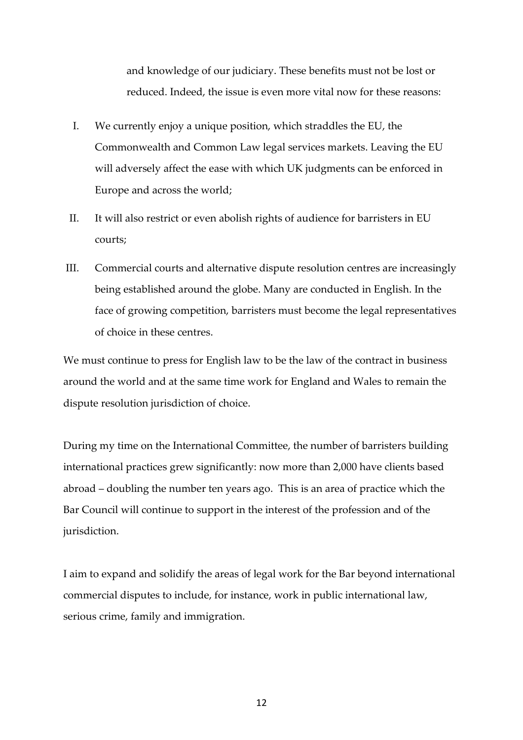and knowledge of our judiciary. These benefits must not be lost or reduced. Indeed, the issue is even more vital now for these reasons:

I. We currently enjoy a unique position, which straddles the EU, the Commonwealth and Common Law legal services markets. Leaving the EU will adversely affect the ease with which UK judgments can be enforced in Europe and across the world;

II. It will also restrict or even abolish rights of audience for barristers in EU courts;

III. Commercial courts and alternative dispute resolution centres are increasingly being established around the globe. Many are conducted in English. In the face of growing competition, barristers must become the legal representatives of choice in these centres.

We must continue to press for English law to be the law of the contract in business around the world and at the same time work for England and Wales to remain the dispute resolution jurisdiction of choice.

During my time on the International Committee, the number of barristers building international practices grew significantly: now more than 2,000 have clients based abroad – doubling the number ten years ago. This is an area of practice which the Bar Council will continue to support in the interest of the profession and of the jurisdiction.

I aim to expand and solidify the areas of legal work for the Bar beyond international commercial disputes to include, for instance, work in public international law, serious crime, family and immigration.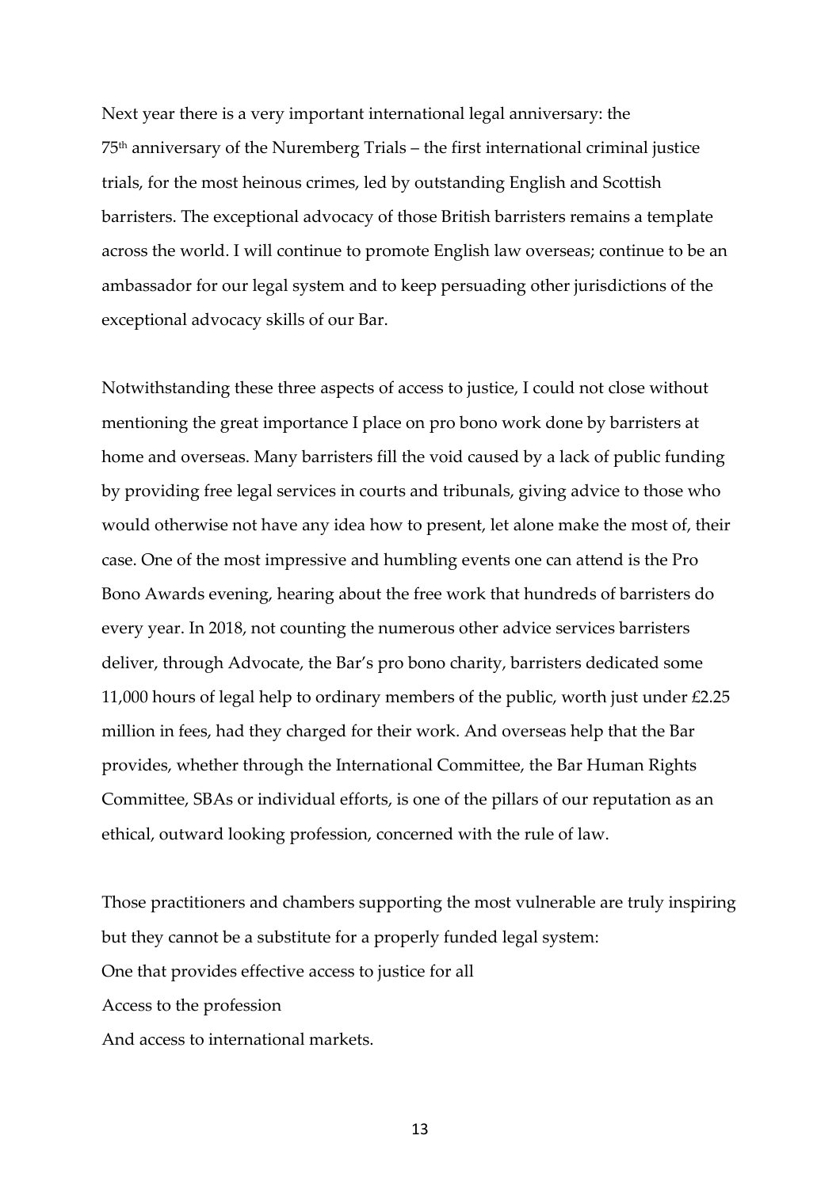Next year there is a very important international legal anniversary: the 75th anniversary of the Nuremberg Trials – the first international criminal justice trials, for the most heinous crimes, led by outstanding English and Scottish barristers. The exceptional advocacy of those British barristers remains a template across the world. I will continue to promote English law overseas; continue to be an ambassador for our legal system and to keep persuading other jurisdictions of the exceptional advocacy skills of our Bar.

Notwithstanding these three aspects of access to justice, I could not close without mentioning the great importance I place on pro bono work done by barristers at home and overseas. Many barristers fill the void caused by a lack of public funding by providing free legal services in courts and tribunals, giving advice to those who would otherwise not have any idea how to present, let alone make the most of, their case. One of the most impressive and humbling events one can attend is the Pro Bono Awards evening, hearing about the free work that hundreds of barristers do every year. In 2018, not counting the numerous other advice services barristers deliver, through Advocate, the Bar's pro bono charity, barristers dedicated some 11,000 hours of legal help to ordinary members of the public, worth just under £2.25 million in fees, had they charged for their work. And overseas help that the Bar provides, whether through the International Committee, the Bar Human Rights Committee, SBAs or individual efforts, is one of the pillars of our reputation as an ethical, outward looking profession, concerned with the rule of law.

Those practitioners and chambers supporting the most vulnerable are truly inspiring but they cannot be a substitute for a properly funded legal system:

One that provides effective access to justice for all

Access to the profession

And access to international markets.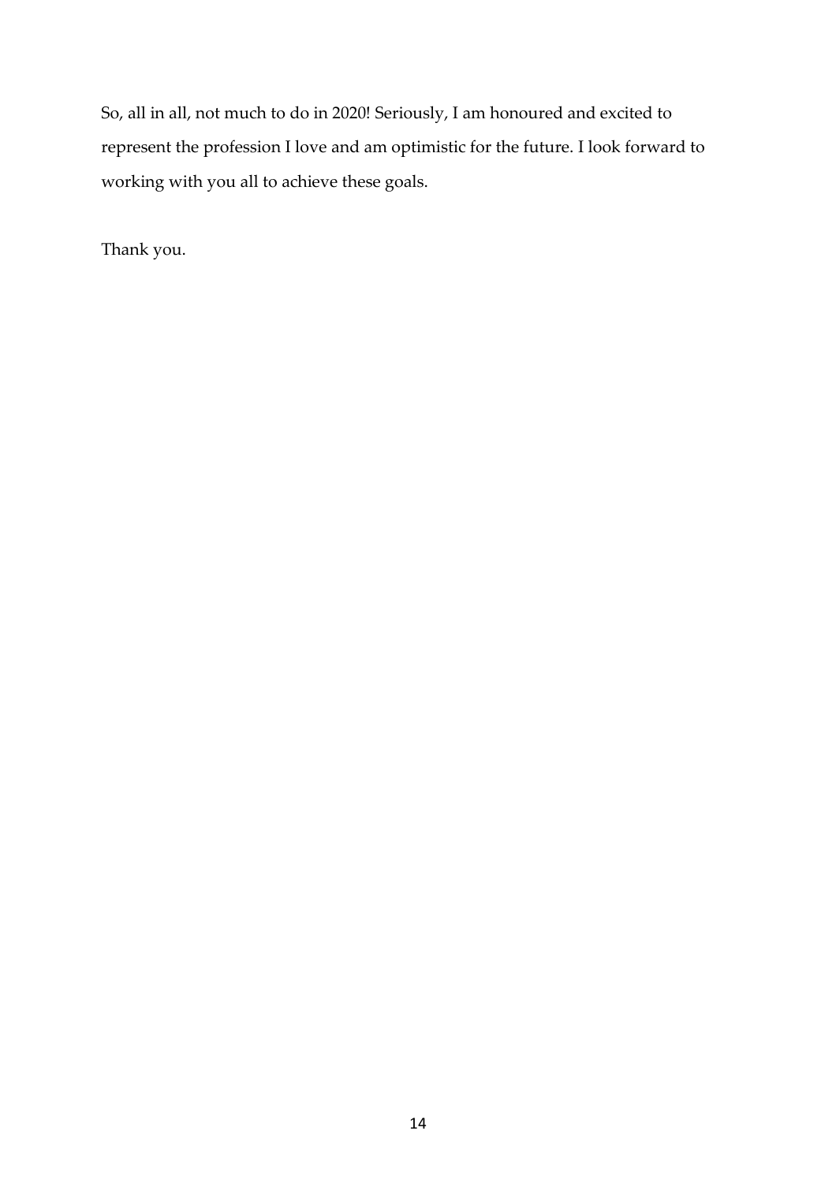So, all in all, not much to do in 2020! Seriously, I am honoured and excited to represent the profession I love and am optimistic for the future. I look forward to working with you all to achieve these goals.

Thank you.